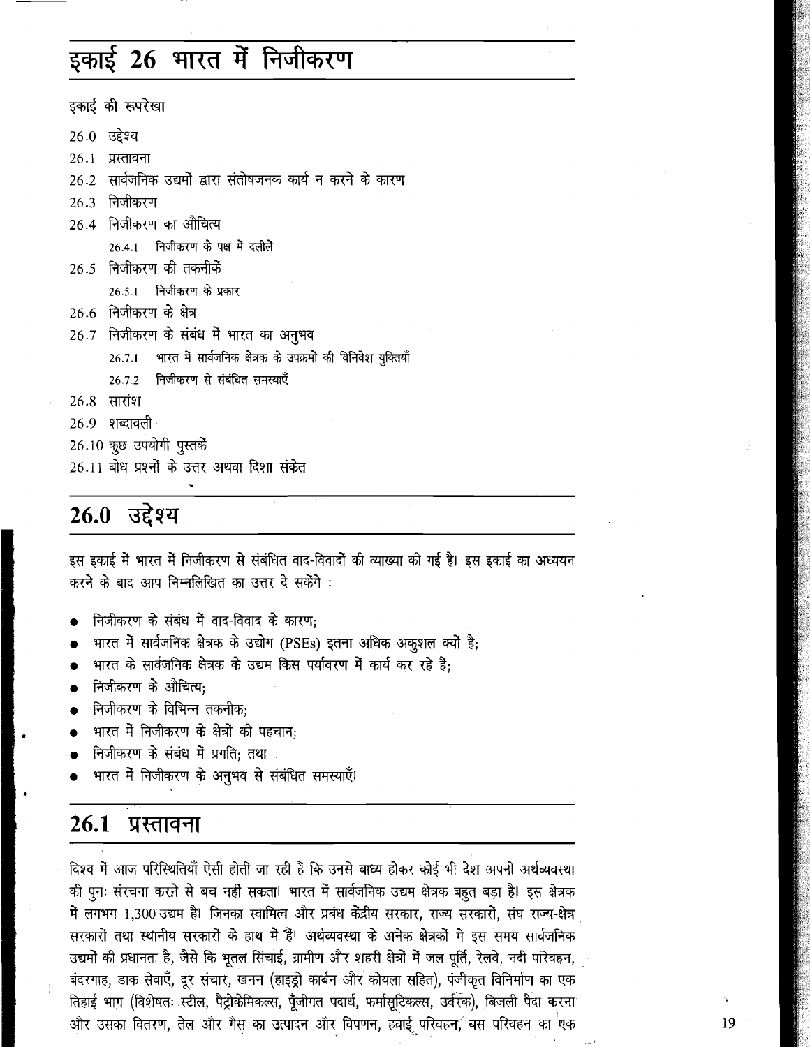# इकाई 26 भारत में निजीकरण

इकाई की रूपरेखा

- 26.0 उद्देश्य
- 26.1 प्रस्तावना
- 26.2 सार्वजनिक उद्यमों द्वारा संतोषजनक कार्य न करने के कारण
- 26.3 निजीकरण
- 26.4 निजीकरण का औचित्य
  - 26.4.1 निजीकरण के पक्ष में दलीलें
- 26.5 निजीकरण की तकनीकें
  - 26.5.1 निजीकरण के प्रकार
- 26.6 निजीकरण के क्षेत्र
- 26.7 निजीकरण के संबंध में भारत का अनुभव
  - 26.7.1 भारत में सार्वजनिक क्षेत्रक के उपक्रमों की विनिवेश युक्तियाँ
  - 26.7.2 निजीकरण से संबंधित समस्याएँ
- 26.8 सारांश
- 26.9 शब्दावली
- 26.10 कुछ उपयोगी पुस्तकें
- 26.11 बोध प्रश्नों के उत्तर अथवा दिशा संकेत

## 26.0 उद्देश्य

इस इकाई में भारत में निजीकरण से संबंधित वाद-विवादों की व्याख्या की गई है। इस इकाई का अध्ययन करने के बाद आप निम्नलिखित का उत्तर दे सकेंगे :

- निजीकरण के संबंध में वाद-विवाद के कारण;
- भारत में सार्वजनिक क्षेत्रक के उद्योग (PSEs) इतना अधिक अकुशल क्यों है;
- भारत के सार्वजनिक क्षेत्रक के उद्यम किस पर्यावरण में कार्य कर रहे हैं;
- निजीकरण के औचित्य;
- निजीकरण के विभिन्न तकनीक;
- भारत में निजीकरण के क्षेत्रों की पहचान;
- निजीकरण के संबंध में प्रगति; तथा
- भारत में निजीकरण के अनुभव से संबंधित समस्याएँ।

## 26.1 प्रस्तावना

विश्व में आज परिस्थितियाँ ऐसी होती जा रही हैं कि उनसे बाध्य होकर कोई भी देश अपनी अर्थव्यवस्था की पुनः संरचना करने से बच नहीं सकता। भारत में सार्वजनिक उद्यम क्षेत्रक बहुत बड़ा है। इस क्षेत्रक में लगभग 1,300 उद्यम है। जिनका स्वामित्व और प्रबंध केंद्रीय सरकार, राज्य सरकारों, संघ राज्य-क्षेत्र सरकारों तथा स्थानीय सरकारों के हाथ में हैं। अर्थव्यवस्था के अनेक क्षेत्रकों में इस समय सार्वजनिक उद्यमों की प्रधानता है, जैसे कि भूतल सिंचाई, ग्रामीण और शहरी क्षेत्रों में जल पूर्ति, रेलवे, नदी परिवहन, बंदरगाह, डाक सेवाएँ, दूर संचार, खनन (हाइड्रो कार्बन और कोयला सहित), पंजीकृत विनिर्माण का एक तिहाई भाग (विशेषतः स्टील, पैट्रोकेमिकल्स, पूँजीगत पदार्थ, फर्मासूटिकल्स, उर्वरक), बिजली पैदा करना और उसका वितरण, तेल और गैस का उत्पादन और विपणन, हवाई परिवहन, बस परिवहन का एक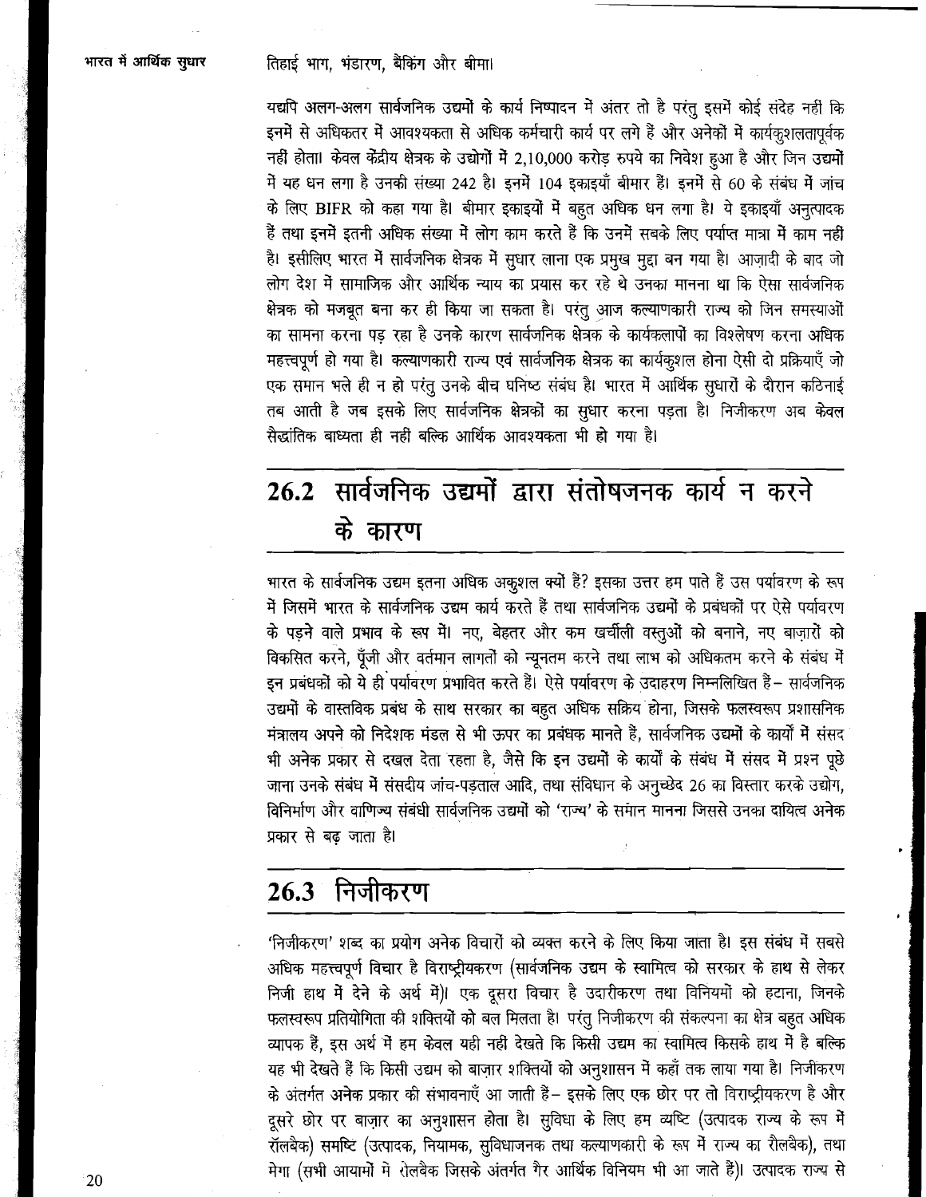तिहाई भाग, भंडारण, बैंकिंग और बीमा।

यद्यपि अलग-अलग सार्वजनिक उद्यमों के कार्य निष्पादन में अंतर तो है परंतु इसमें कोई संदेह नहीं कि इनमें से अधिकतर में आवश्यकता से अधिक कर्मचारी कार्य पर लगे हैं और अनेकों में कार्यकुशलतापूर्वक नहीं होता। केवल केंद्रीय क्षेत्रक के उद्योगों में 2,10,000 करोड़ रुपये का निवेश हुआ है और जिन उद्यमों में यह धन लगा है उनकी संख्या 242 है। इनमें 104 इकाइयाँ बीमार हैं। इनमें से 60 के संबंध में जांच के लिए BIFR को कहा गया है। बीमार इकाइयों में बहुत अधिक धन लगा है। ये इकाइयाँ अनुत्पादक हैं तथा इनमें इतनी अधिक संख्या में लोग काम करते हैं कि उनमें सबके लिए पर्याप्त मात्रा में काम नहीं है। इसीलिए भारत में सार्वजनिक क्षेत्रक में सुधार लाना एक प्रमुख मुद्दा बन गया है। आज़ादी के बाद जो लोग देश में सामाजिक और आर्थिक न्याय का प्रयास कर रहे थे उनका मानना था कि ऐसा सार्वजनिक क्षेत्रक को मजबूत बना कर ही किया जा सकता है। परंतु आज कल्याणकारी राज्य को जिन समस्याओं का सामना करना पड़ रहा है उनके कारण सार्वजनिक क्षेत्रक के कार्यकलापों का विश्लेषण करना अधिक महत्त्वपूर्ण हो गया है। कल्याणकारी राज्य एवं सार्वजनिक क्षेत्रक का कार्यकुशल होना ऐसी दो प्रक्रियाएँ जो एक समान भले ही न हो परंतु उनके बीच घनिष्ठ संबंध है। भारत में आर्थिक सुधारों के दौरान कठिनाई तब आती है जब इसके लिए सार्वजनिक क्षेत्रकों का सुधार करना पड़ता है। निजीकरण अब केवल सैद्धांतिक बाध्यता ही नहीं बल्कि आर्थिक आवश्यकता भी हो गया है।

## 26.2 सार्वजनिक उद्यमों द्वारा संतोषजनक कार्य न करने के कारण

भारत के सार्वजनिक उद्यम इतना अधिक अकुशल क्यों हैं? इसका उत्तर हम पाते हैं उस पर्यावरण के रूप में जिसमें भारत के सार्वजनिक उद्यम कार्य करते हैं तथा सार्वजनिक उद्यमों के प्रबंधकों पर ऐसे पर्यावरण के पड़ने वाले प्रभाव के रूप में। नए, बेहतर और कम खर्चीली वस्तुओं को बनाने, नए बाज़ारों को विकसित करने, पूँजी और वर्तमान लागतों को न्यूनतम करने तथा लाभ को अधिकतम करने के संबंध में इन प्रबंधकों को ये ही पर्यावरण प्रभावित करते हैं। ऐसे पर्यावरण के उदाहरण निम्नलिखित हैं– सार्वजनिक उद्यमों के वास्तविक प्रबंध के साथ सरकार का बहुत अधिक सक्रिय होना, जिसके फलस्वरूप प्रशासनिक मंत्रालय अपने को निदेशक मंडल से भी ऊपर का प्रबंधक मानते हैं, सार्वजनिक उद्यमों के कार्यों में संसद भी अनेक प्रकार से दखल देता रहता है, जैसे कि इन उद्यमों के कार्यों के संबंध में संसद में प्रश्न पूछे जाना उनके संबंध में संसदीय जांच-पड़ताल आदि, तथा संविधान के अनुच्छेद 26 का विस्तार करके उद्योग, विनिर्माण और वाणिज्य संबंधी सार्वजनिक उद्यमों को 'राज्य' के समान मानना जिससे उनका दायित्व अनेक प्रकार से बढ़ जाता है।

## 26.3 निजीकरण

'निजीकरण' शब्द का प्रयोग अनेक विचारों को व्यक्त करने के लिए किया जाता है। इस संबंध में सबसे अधिक महत्त्वपूर्ण विचार है विराष्ट्रीयकरण (सार्वजनिक उद्यम के स्वामित्व को सरकार के हाथ से लेकर निजी हाथ में देने के अर्थ में)। एक दूसरा विचार है उदारीकरण तथा विनियमों को हटाना, जिनके फलस्वरूप प्रतियोगिता की शक्तियों को बल मिलता है। परंतु निजीकरण की संकल्पना का क्षेत्र बहुत अधिक व्यापक हैं, इस अर्थ में हम केवल यही नहीं देखते कि किसी उद्यम का स्वामित्व किसके हाथ में है बल्कि यह भी देखते हैं कि किसी उद्यम को बाज़ार शक्तियों को अनुशासन में कहाँ तक लाया गया है। निजीकरण के अंतर्गत अनेक प्रकार की संभावनाएँ आ जाती हैं– इसके लिए एक छोर पर तो विराष्ट्रीयकरण है और दूसरे छोर पर बाज़ार का अनुशासन होता है। सुविधा के लिए हम व्यष्टि (उत्पादक राज्य के रूप में रॉलबैक) समष्टि (उत्पादक, नियामक, सुविधाजनक तथा कल्याणकारी के रूप में राज्य का रौलबैक), तथा मेगा (सभी आयामों में रोलबैक जिसके अंतर्गत गैर आर्थिक विनियम भी आ जाते हैं)। उत्पादक राज्य से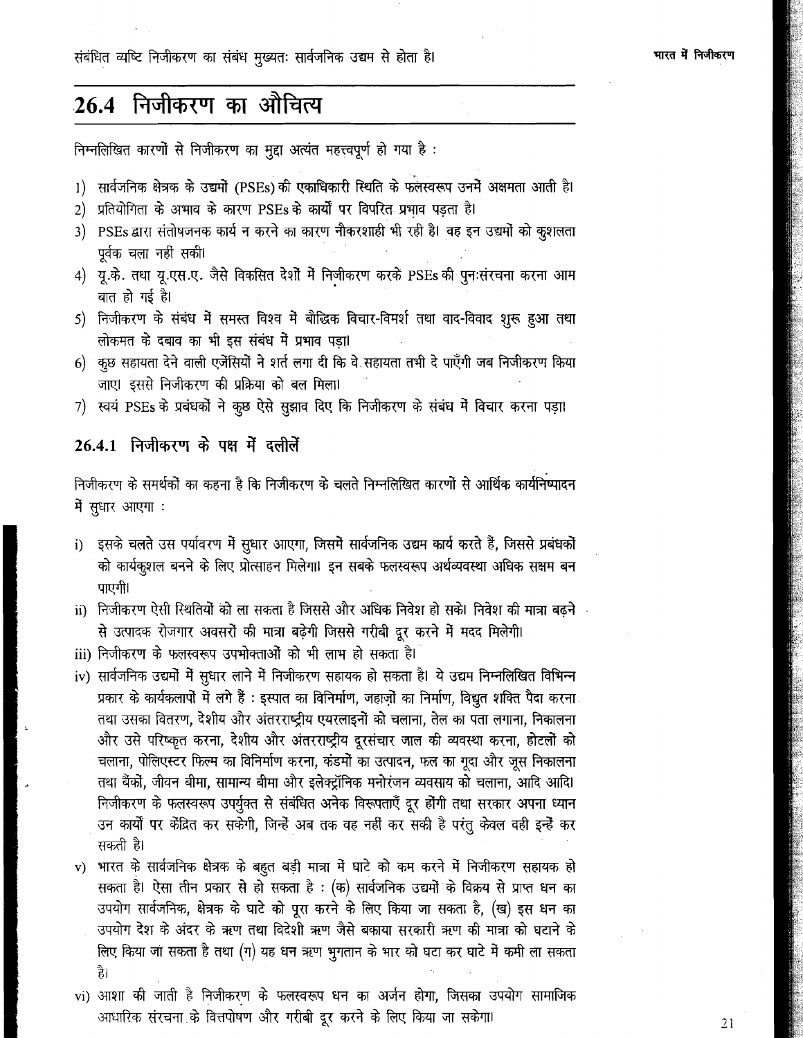संबंधित व्यष्टि निजीकरण का संबंध मुख्यतः सार्वजनिक उद्यम से होता है।

## 26.4 निजीकरण का औचित्य

निम्नलिखित कारणों से निजीकरण का मुद्दा अत्यंत महत्त्वपूर्ण हो गया है :

1) सार्वजनिक क्षेत्रक के उद्यमों (PSEs) की एकाधिकारी स्थिति के फलस्वरूप उनमें अक्षमता आती है।
2) प्रतियोगिता के अभाव के कारण PSEs के कार्यों पर विपरित प्रभाव पड़ता है।
3) PSEs द्वारा संतोषजनक कार्य न करने का कारण नौकरशाही भी रही है। वह इन उद्यमों को कुशलता पूर्वक चला नहीं सकी।
4) यू.के. तथा यू.एस.ए. जैसे विकसित देशों में निजीकरण करके PSEs की पुनःसंरचना करना आम बात हो गई है।
5) निजीकरण के संबंध में समस्त विश्व में बौद्धिक विचार-विमर्श तथा वाद-विवाद शुरू हुआ तथा लोकमत के दबाव का भी इस संबंध में प्रभाव पड़ा।
6) कुछ सहायता देने वाली एजेंसियों ने शर्त लगा दी कि वे सहायता तभी दे पाएँगी जब निजीकरण किया जाए। इससे निजीकरण की प्रक्रिया को बल मिला।
7) स्वयं PSEs के प्रबंधकों ने कुछ ऐसे सुझाव दिए कि निजीकरण के संबंध में विचार करना पड़ा।

### 26.4.1 निजीकरण के पक्ष में दलीलें

निजीकरण के समर्थकों का कहना है कि निजीकरण के चलते निम्नलिखित कारणों से आर्थिक कार्यनिष्पादन में सुधार आएगा :

i) इसके चलते उस पर्यावरण में सुधार आएगा, जिसमें सार्वजनिक उद्यम कार्य करते हैं, जिससे प्रबंधकों को कार्यकुशल बनने के लिए प्रोत्साहन मिलेगा। इन सबके फलस्वरूप अर्थव्यवस्था अधिक सक्षम बन पाएगी।

ii) निजीकरण ऐसी स्थितियों को ला सकता है जिससे और अधिक निवेश हो सके। निवेश की मात्रा बढ़ने से उत्पादक रोजगार अवसरों की मात्रा बढ़ेगी जिससे गरीबी दूर करने में मदद मिलेगी।

iii) निजीकरण के फलस्वरूप उपभोक्ताओं को भी लाभ हो सकता है।

iv) सार्वजनिक उद्यमों में सुधार लाने में निजीकरण सहायक हो सकता है। ये उद्यम निम्नलिखित विभिन्न प्रकार के कार्यकलापों में लगे हैं : इस्पात का विनिर्माण, जहाज़ों का निर्माण, विद्युत शक्ति पैदा करना तथा उसका वितरण, देशीय और अंतरराष्ट्रीय एयरलाइनों को चलाना, तेल का पता लगाना, निकालना और उसे परिष्कृत करना, देशीय और अंतरराष्ट्रीय दूरसंचार जाल की व्यवस्था करना, होटलों को चलाना, पोलिएस्टर फिल्म का विनिर्माण करना, कंडमों का उत्पादन, फल का गूदा और जूस निकालना तथा बैंकों, जीवन बीमा, सामान्य बीमा और इलेक्ट्रॉनिक मनोरंजन व्यवसाय को चलाना, आदि आदि। निजीकरण के फलस्वरूप उपर्युक्त से संबंधित अनेक विरूपताएँ दूर होंगी तथा सरकार अपना ध्यान उन कार्यों पर केंद्रित कर सकेगी, जिन्हें अब तक वह नहीं कर सकी है परंतु केवल वही इन्हें कर सकती है।

v) भारत के सार्वजनिक क्षेत्रक के बहुत बड़ी मात्रा में घाटे को कम करने में निजीकरण सहायक हो सकता है। ऐसा तीन प्रकार से हो सकता है : (क) सार्वजनिक उद्यमों के विक्रय से प्राप्त धन का उपयोग सार्वजनिक, क्षेत्रक के घाटे को पूरा करने के लिए किया जा सकता है, (ख) इस धन का उपयोग देश के अंदर के ऋण तथा विदेशी ऋण जैसे बकाया सरकारी ऋण की मात्रा को घटाने के लिए किया जा सकता है तथा (ग) यह धन ऋण भुगतान के भार को घटा कर घाटे में कमी ला सकता है।

vi) आशा की जाती है निजीकरण के फलस्वरूप धन का अर्जन होगा, जिसका उपयोग सामाजिक आधारिक संरचना के वित्तपोषण और गरीबी दूर करने के लिए किया जा सकेगा।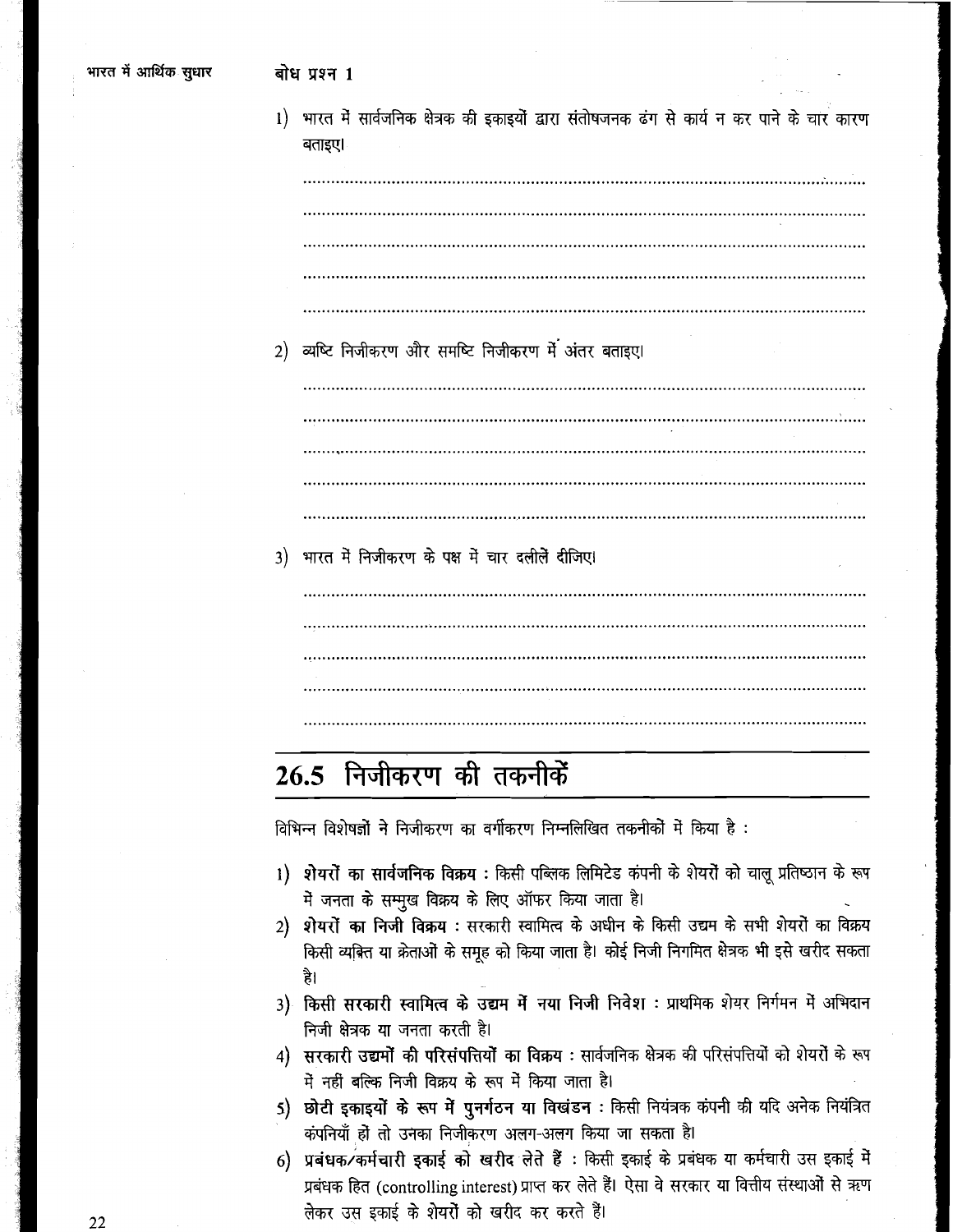**बोध प्रश्न 1**

1) भारत में सार्वजनिक क्षेत्रक की इकाइयों द्वारा संतोषजनक ढंग से कार्य न कर पाने के चार कारण बताइए।

..........................................................................................................................................

..........................................................................................................................................

..........................................................................................................................................

..........................................................................................................................................

..........................................................................................................................................

2) व्यष्टि निजीकरण और समष्टि निजीकरण में अंतर बताइए।

..........................................................................................................................................

..........................................................................................................................................

..........................................................................................................................................

..........................................................................................................................................

..........................................................................................................................................

3) भारत में निजीकरण के पक्ष में चार दलीलें दीजिए।

..........................................................................................................................................

..........................................................................................................................................

..........................................................................................................................................

..........................................................................................................................................

..........................................................................................................................................

## 26.5 निजीकरण की तकनीकें

विभिन्न विशेषज्ञों ने निजीकरण का वर्गीकरण निम्नलिखित तकनीकों में किया है :

1) **शेयरों का सार्वजनिक विक्रय :** किसी पब्लिक लिमिटेड कंपनी के शेयरों को चालू प्रतिष्ठान के रूप में जनता के सम्मुख विक्रय के लिए ऑफर किया जाता है।
2) **शेयरों का निजी विक्रय :** सरकारी स्वामित्व के अधीन के किसी उद्यम के सभी शेयरों का विक्रय किसी व्यक्ति या क्रेताओं के समूह को किया जाता है। कोई निजी निगमित क्षेत्रक भी इसे खरीद सकता है।
3) **किसी सरकारी स्वामित्व के उद्यम में नया निजी निवेश :** प्राथमिक शेयर निर्गमन में अभिदान निजी क्षेत्रक या जनता करती है।
4) **सरकारी उद्यमों की परिसंपत्तियों का विक्रय :** सार्वजनिक क्षेत्रक की परिसंपत्तियों को शेयरों के रूप में नहीं बल्कि निजी विक्रय के रूप में किया जाता है।
5) **छोटी इकाइयों के रूप में पुनर्गठन या विखंडन :** किसी नियंत्रक कंपनी की यदि अनेक नियंत्रित कंपनियाँ हों तो उनका निजीकरण अलग-अलग किया जा सकता है।
6) **प्रबंधक/कर्मचारी इकाई को खरीद लेते हैं :** किसी इकाई के प्रबंधक या कर्मचारी उस इकाई में प्रबंधक हित (controlling interest) प्राप्त कर लेते हैं। ऐसा वे सरकार या वित्तीय संस्थाओं से ऋण लेकर उस इकाई के शेयरों को खरीद कर करते हैं।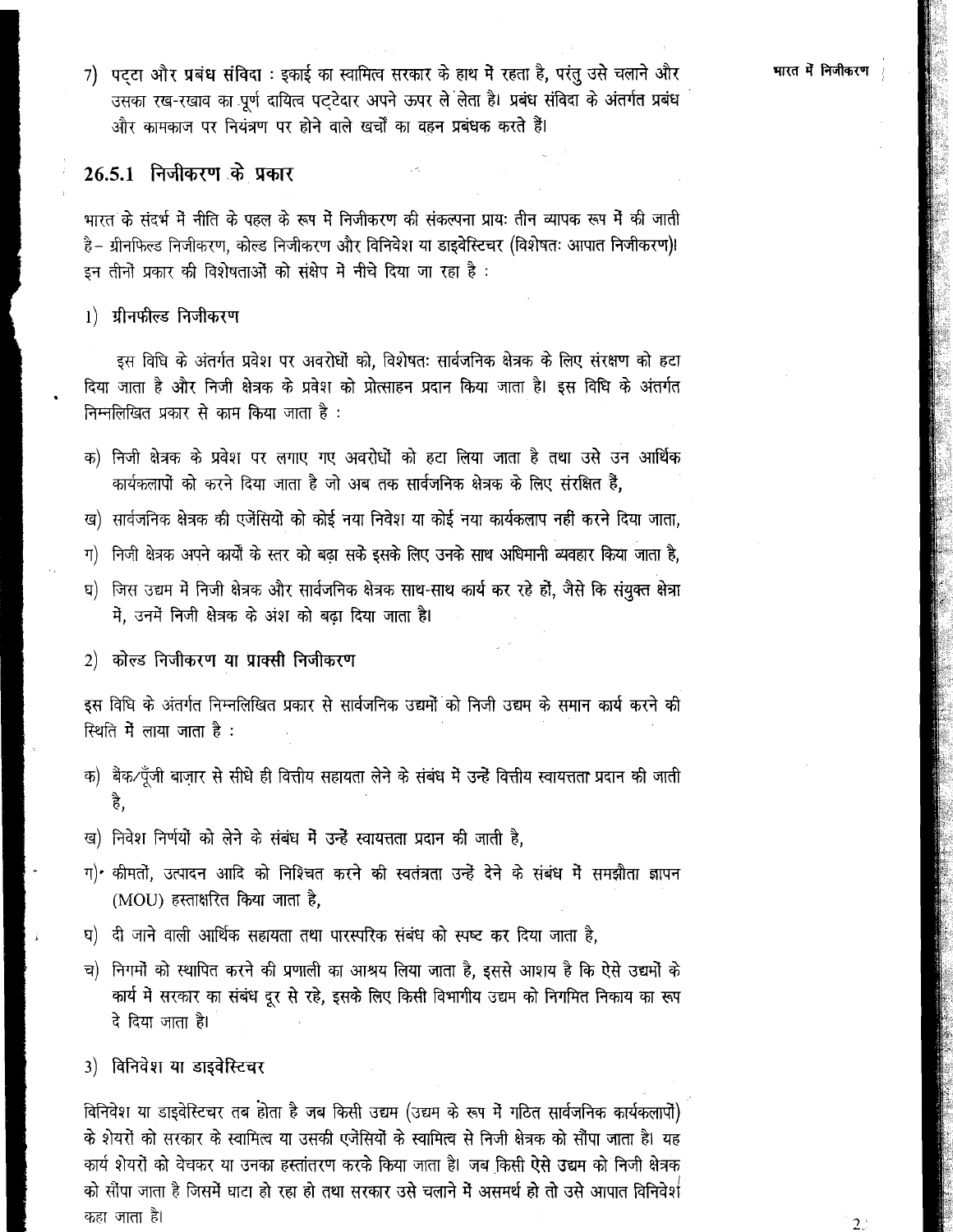7) पट्टा और प्रबंध संविदा : इकाई का स्वामित्व सरकार के हाथ में रहता है, परंतु उसे चलाने और उसका रख-रखाव का पूर्ण दायित्व पट्टेदार अपने ऊपर ले लेता है। प्रबंध संविदा के अंतर्गत प्रबंध और कामकाज पर नियंत्रण पर होने वाले खर्चों का वहन प्रबंधक करते हैं।

### 26.5.1 निजीकरण के प्रकार

भारत के संदर्भ में नीति के पहल के रूप में निजीकरण की संकल्पना प्रायः तीन व्यापक रूप में की जाती है– ग्रीनफिल्ड निजीकरण, कोल्ड निजीकरण और विनिवेश या डाइवेस्टिचर (विशेषतः आपात निजीकरण)। इन तीनों प्रकार की विशेषताओं को संक्षेप में नीचे दिया जा रहा है :

1) ग्रीनफील्ड निजीकरण

इस विधि के अंतर्गत प्रवेश पर अवरोधों को, विशेषतः सार्वजनिक क्षेत्रक के लिए संरक्षण को हटा दिया जाता है और निजी क्षेत्रक के प्रवेश को प्रोत्साहन प्रदान किया जाता है। इस विधि के अंतर्गत निम्नलिखित प्रकार से काम किया जाता है :

क) निजी क्षेत्रक के प्रवेश पर लगाए गए अवरोधों को हटा लिया जाता है तथा उसे उन आर्थिक कार्यकलापों को करने दिया जाता है जो अब तक सार्वजनिक क्षेत्रक के लिए संरक्षित हैं,

ख) सार्वजनिक क्षेत्रक की एजेंसियों को कोई नया निवेश या कोई नया कार्यकलाप नहीं करने दिया जाता,

ग) निजी क्षेत्रक अपने कार्यों के स्तर को बढ़ा सकें इसके लिए उनके साथ अधिमानी व्यवहार किया जाता है,

घ) जिस उद्यम में निजी क्षेत्रक और सार्वजनिक क्षेत्रक साथ-साथ कार्य कर रहे हों, जैसे कि संयुक्त क्षेत्रा में, उनमें निजी क्षेत्रक के अंश को बढ़ा दिया जाता है।

2) कोल्ड निजीकरण या प्राक्सी निजीकरण

इस विधि के अंतर्गत निम्नलिखित प्रकार से सार्वजनिक उद्यमों को निजी उद्यम के समान कार्य करने की स्थिति में लाया जाता है :

क) बैंक/पूँजी बाज़ार से सीधे ही वित्तीय सहायता लेने के संबंध में उन्हें वित्तीय स्वायत्तता प्रदान की जाती है,

ख) निवेश निर्णयों को लेने के संबंध में उन्हें स्वायत्तता प्रदान की जाती है,

ग) कीमतों, उत्पादन आदि को निश्चित करने की स्वतंत्रता उन्हें देने के संबंध में समझौता ज्ञापन (MOU) हस्ताक्षरित किया जाता है,

घ) दी जाने वाली आर्थिक सहायता तथा पारस्परिक संबंध को स्पष्ट कर दिया जाता है,

च) निगमों को स्थापित करने की प्रणाली का आश्रय लिया जाता है, इससे आशय है कि ऐसे उद्यमों के कार्य में सरकार का संबंध दूर से रहे, इसके लिए किसी विभागीय उद्यम को निगमित निकाय का रूप दे दिया जाता है।

3) विनिवेश या डाइवेस्टिचर

विनिवेश या डाइवेस्टिचर तब होता है जब किसी उद्यम (उद्यम के रूप में गठित सार्वजनिक कार्यकलापों) के शेयरों को सरकार के स्वामित्व या उसकी एजेंसियों के स्वामित्व से निजी क्षेत्रक को सौंपा जाता है। यह कार्य शेयरों को बेचकर या उनका हस्तांतरण करके किया जाता है। जब किसी ऐसे उद्यम को निजी क्षेत्रक को सौंपा जाता है जिसमें घाटा हो रहा हो तथा सरकार उसे चलाने में असमर्थ हो तो उसे आपात विनिवेश कहा जाता है।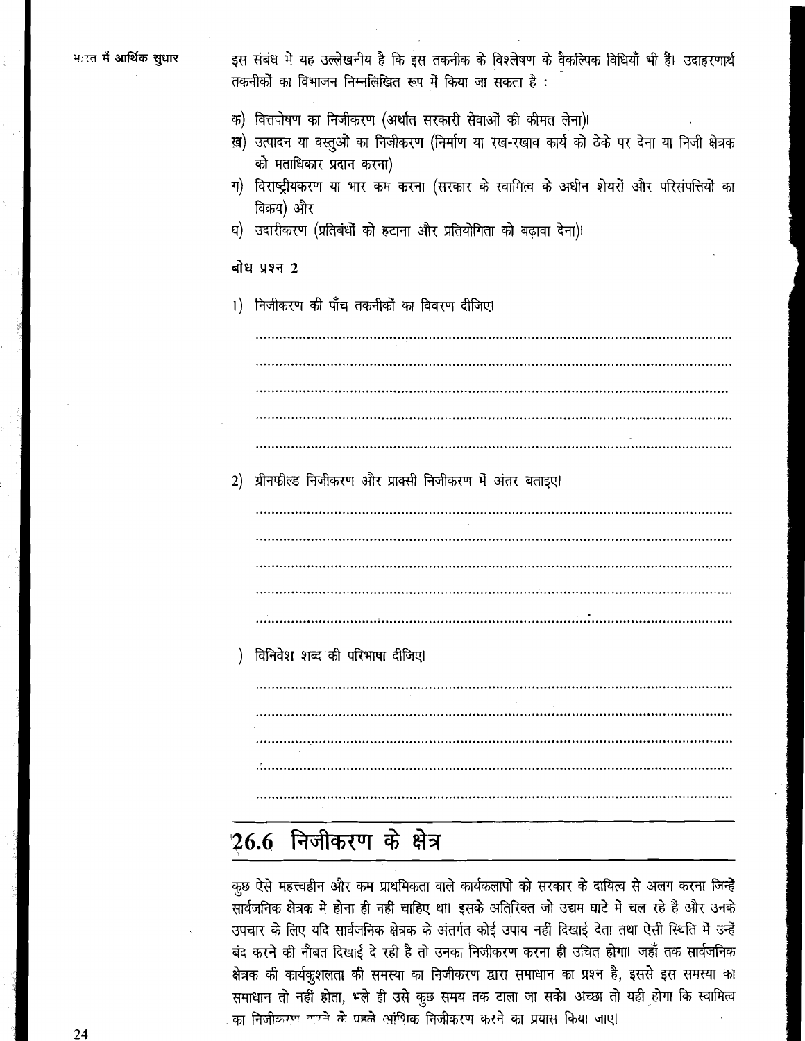इस संबंध में यह उल्लेखनीय है कि इस तकनीक के विश्लेषण के वैकल्पिक विधियाँ भी हैं। उदाहरणार्थ तकनीकों का विभाजन निम्नलिखित रूप में किया जा सकता है :

क) वित्तपोषण का निजीकरण (अर्थात सरकारी सेवाओं की कीमत लेना)।

ख) उत्पादन या वस्तुओं का निजीकरण (निर्माण या रख-रखाव कार्य को ठेके पर देना या निजी क्षेत्रक को मताधिकार प्रदान करना)

ग) विराष्ट्रीयकरण या भार कम करना (सरकार के स्वामित्व के अधीन शेयरों और परिसंपत्तियों का विक्रय) और

घ) उदारीकरण (प्रतिबंधों को हटाना और प्रतियोगिता को बढ़ावा देना)।

**बोध प्रश्न 2**

1) निजीकरण की पाँच तकनीकों का विवरण दीजिए।

.....................................................................................................................

.....................................................................................................................

.....................................................................................................................

.....................................................................................................................

.....................................................................................................................

2) ग्रीनफील्ड निजीकरण और प्राक्सी निजीकरण में अंतर बताइए।

.....................................................................................................................

.....................................................................................................................

.....................................................................................................................

.....................................................................................................................

.....................................................................................................................

) विनिवेश शब्द की परिभाषा दीजिए।

.....................................................................................................................

.....................................................................................................................

.....................................................................................................................

.....................................................................................................................

.....................................................................................................................

## 26.6 निजीकरण के क्षेत्र

कुछ ऐसे महत्त्वहीन और कम प्राथमिकता वाले कार्यकलापों को सरकार के दायित्व से अलग करना जिन्हें सार्वजनिक क्षेत्रक में होना ही नहीं चाहिए था। इसके अतिरिक्त जो उद्यम घाटे में चल रहे हैं और उनके उपचार के लिए यदि सार्वजनिक क्षेत्रक के अंतर्गत कोई उपाय नहीं दिखाई देता तथा ऐसी स्थिति में उन्हें बंद करने की नौबत दिखाई दे रही है तो उनका निजीकरण करना ही उचित होगा। जहाँ तक सार्वजनिक क्षेत्रक की कार्यकुशलता की समस्या का निजीकरण द्वारा समाधान का प्रश्न है, इससे इस समस्या का समाधान तो नहीं होता, भले ही उसे कुछ समय तक टाला जा सके। अच्छा तो यही होगा कि स्वामित्व का निजीकरण करने के पहले आंशिक निजीकरण करने का प्रयास किया जाए।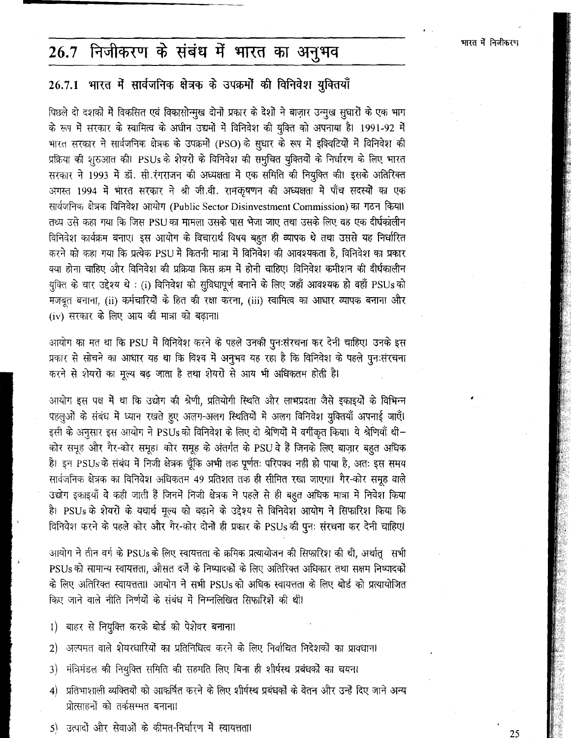## 26.7 निजीकरण के संबंध में भारत का अनुभव

### 26.7.1 भारत में सार्वजनिक क्षेत्रक के उपक्रमों की विनिवेश युक्तियाँ

पिछले दो दशकों में विकसित एवं विकासोन्मुख दोनों प्रकार के देशों ने बाज़ार उन्मुख सुधारों के एक भाग के रूप में सरकार के स्वामित्व के अधीन उद्यमों में विनिवेश की युक्ति को अपनाया है। 1991-92 में भारत सरकार ने सार्वजनिक क्षेत्रक के उपक्रमों (PSO) के सुधार के रूप में इक्विटियों में विनिवेश की प्रक्रिया की शुरुआत की। PSUs के शेयरों के विनिवेश की समुचित युक्तियों के निर्धारण के लिए भारत सरकार ने 1993 में डॉ. सी.रंगराजन की अध्यक्षता में एक समिति की नियुक्ति की। इसके अतिरिक्त अगस्त 1994 में भारत सरकार ने श्री जी.वी. रामकृष्णन की अध्यक्षता में पाँच सदस्यों का एक सार्वजनिक क्षेत्रक विनिवेश आयोग (Public Sector Disinvestment Commission) का गठन किया। तथ्य उसे कहा गया कि जिस PSU का मामला उसके पास भेजा जाए तथा उसके लिए वह एक दीर्घकालीन विनिवेश कार्यक्रम बनाए। इस आयोग के विचारार्थ विषय बहुत ही व्यापक थे तथा उससे यह निर्धारित करने को कहा गया कि प्रत्येक PSU में कितनी मात्रा में विनिवेश की आवश्यकता है, विनिवेश का प्रकार क्या होना चाहिए और विनिवेश की प्रक्रिया किस क्रम में होनी चाहिए। विनिवेश कमीशन की दीर्घकालीन युक्ति के चार उद्देश्य थे : (i) विनिवेश को सुविधापूर्ण बनाने के लिए जहाँ आवश्यक हो वहाँ PSUs को मजबूत बनाना, (ii) कर्मचारियों के हित की रक्षा करना, (iii) स्वामित्व का आधार व्यापक बनाना और (iv) सरकार के लिए आय की मात्रा को बढ़ाना।

आयोग का मत था कि PSU में विनिवेश करने के पहले उनकी पुनःसंरचना कर देनी चाहिए। उनके इस प्रकार से सोचने का आधार यह था कि विश्व में अनुभव यह रहा है कि विनिवेश के पहले पुनःसंरचना करने से शेयरों का मूल्य बढ़ जाता है तथा शेयरों से आय भी अधिकतम होती है।

आयोग इस पक्ष में था कि उद्योग की श्रेणी, प्रतियोगी स्थिति और लाभप्रदता जैसे इकाइयों के विभिन्न पहलुओं के संबंध में ध्यान रखते हुए अलग-अलग स्थितियों में अलग विनिवेश युक्तियाँ अपनाई जाएँ। इसी के अनुसार इस आयोग ने PSUs को विनिवेश के लिए दो श्रेणियों में वर्गीकृत किया। ये श्रेणियाँ थीं– कोर समूह और गैर-कोर समूह। कोर समूह के अंतर्गत के PSU वे हैं जिनके लिए बाज़ार बहुत अधिक है। इन PSUs के संबंध में निजी क्षेत्रक चूँकि अभी तक पूर्णतः परिपक्व नहीं हो पाया है, अतः इस समय सार्वजनिक क्षेत्रक का विनिवेश अधिकतम 49 प्रतिशत तक ही सीमित रखा जाएगा। गैर-कोर समूह वाले उद्योग इकाइयाँ वे कही जाती हैं जिनमें निजी क्षेत्रक ने पहले से ही बहुत अधिक मात्रा में निवेश किया है। PSUs के शेयरों के यथार्थ मूल्य को बढ़ाने के उद्देश्य से विनिवेश आयोग ने सिफारिश किया कि विनिवेश करने के पहले कोर और गैर-कोर दोनों ही प्रकार के PSUs की पुनः संरचना कर देनी चाहिए।

आयोग ने तीन वर्ग के PSUs के लिए स्वायत्तता के क्रमिक प्रत्यायोजन की सिफारिश की थी, अर्थात् सभी PSUs को सामान्य स्वायत्तता, औसत दर्जे के निष्पादकों के लिए अतिरिक्त अधिकार तथा सक्षम निष्पादकों के लिए अतिरिक्त स्वायत्तता। आयोग ने सभी PSUs को अधिक स्वायत्तता के लिए बोर्ड को प्रत्यायोजित किए जाने वाले नीति निर्णयों के संबंध में निम्नलिखित सिफारिशें की थीं।

1) बाहर से नियुक्ति करके बोर्ड को पेशेवर बनाना।

2) अल्पमत वाले शेयरधारियों का प्रतिनिधित्व करने के लिए निर्वाचित निदेशकों का प्रावधान।

3) मंत्रिमंडल की नियुक्ति समिति की सहमति लिए बिना ही शीर्षस्थ प्रबंधकों का चयन।

4) प्रतिभाशाली व्यक्तियों को आकर्षित करने के लिए शीर्षस्थ प्रबंधकों के वेतन और उन्हें दिए जाने अन्य प्रोत्साहनों को तर्कसम्मत बनाना।

5) उत्पादों और सेवाओं के कीमत-निर्धारण में स्वायत्तता।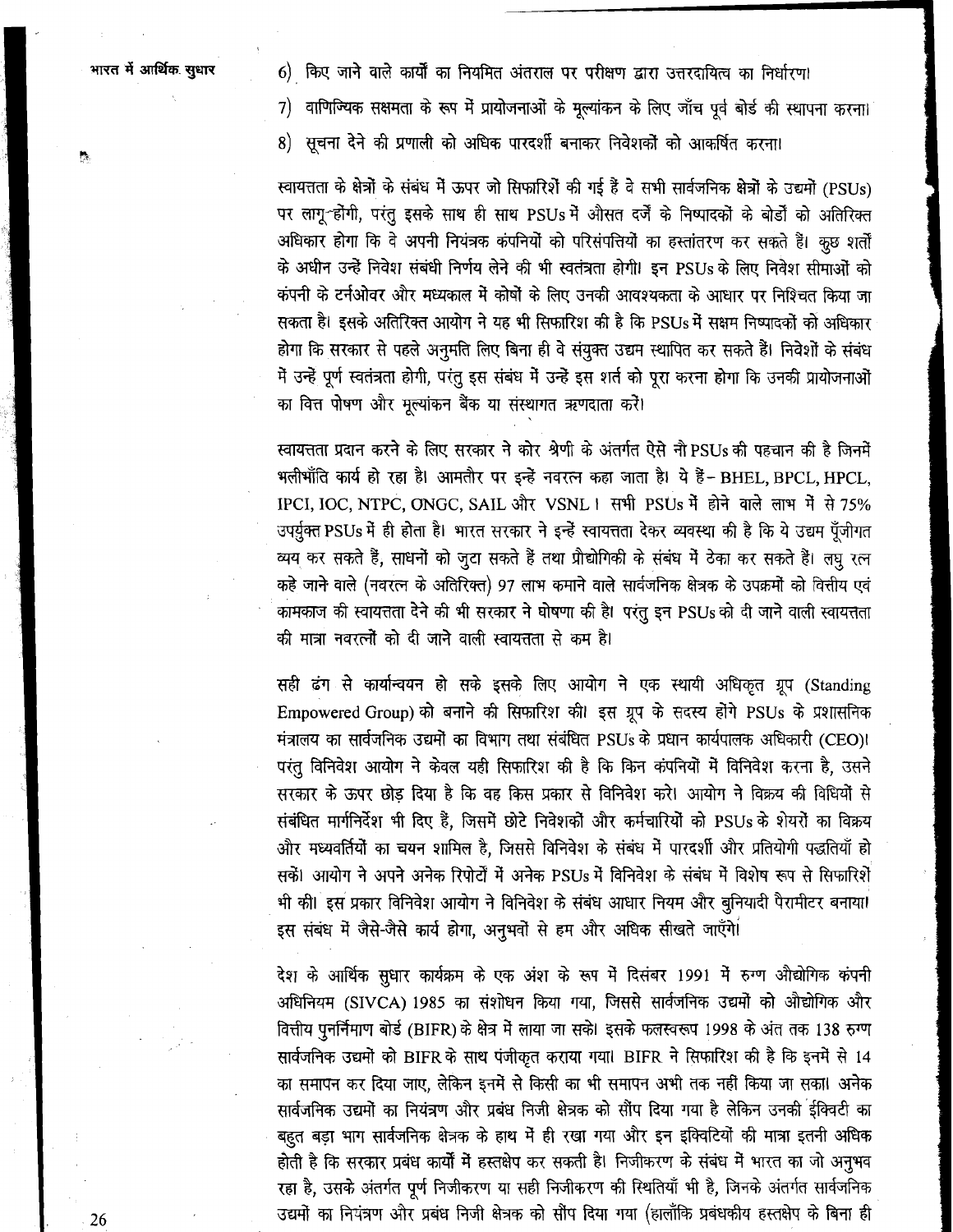6) किए जाने वाले कार्यों का नियमित अंतराल पर परीक्षण द्वारा उत्तरदायित्व का निर्धारण।

7) वाणिज्यिक सक्षमता के रूप में प्रायोजनाओं के मूल्यांकन के लिए जाँच पूर्व बोर्ड की स्थापना करना।

8) सूचना देने की प्रणाली को अधिक पारदर्शी बनाकर निवेशकों को आकर्षित करना।

स्वायत्तता के क्षेत्रों के संबंध में ऊपर जो सिफारिशें की गई हैं वे सभी सार्वजनिक क्षेत्रों के उद्यमों (PSUs) पर लागू होंगी, परंतु इसके साथ ही साथ PSUs में औसत दर्जे के निष्पादकों के बोर्डों को अतिरिक्त अधिकार होगा कि वे अपनी नियंत्रक कंपनियों को परिसंपत्तियों का हस्तांतरण कर सकते हैं। कुछ शर्तों के अधीन उन्हें निवेश संबंधी निर्णय लेने की भी स्वतंत्रता होगी। इन PSUs के लिए निवेश सीमाओं को कंपनी के टर्नओवर और मध्यकाल में कोषों के लिए उनकी आवश्यकता के आधार पर निश्चित किया जा सकता है। इसके अतिरिक्त आयोग ने यह भी सिफारिश की है कि PSUs में सक्षम निष्पादकों को अधिकार होगा कि सरकार से पहले अनुमति लिए बिना ही वे संयुक्त उद्यम स्थापित कर सकते हैं। निवेशों के संबंध में उन्हें पूर्ण स्वतंत्रता होगी, परंतु इस संबंध में उन्हें इस शर्त को पूरा करना होगा कि उनकी प्रायोजनाओं का वित्त पोषण और मूल्यांकन बैंक या संस्थागत ऋणदाता करें।

स्वायत्तता प्रदान करने के लिए सरकार ने कोर श्रेणी के अंतर्गत ऐसे नौ PSUs की पहचान की है जिनमें भलीभाँति कार्य हो रहा है। आमतौर पर इन्हें नवरत्न कहा जाता है। ये हैं– BHEL, BPCL, HPCL, IPCI, IOC, NTPC, ONGC, SAIL और VSNL। सभी PSUs में होने वाले लाभ में से 75% उपर्युक्त PSUs में ही होता है। भारत सरकार ने इन्हें स्वायत्तता देकर व्यवस्था की है कि ये उद्यम पूँजीगत व्यय कर सकते हैं, साधनों को जुटा सकते हैं तथा प्रौद्योगिकी के संबंध में ठेका कर सकते हैं। लघु रत्न कहे जाने वाले (नवरत्न के अतिरिक्त) 97 लाभ कमाने वाले सार्वजनिक क्षेत्रक के उपक्रमों को वित्तीय एवं कामकाज की स्वायत्तता देने की भी सरकार ने घोषणा की है। परंतु इन PSUs को दी जाने वाली स्वायत्तता की मात्रा नवरत्नों को दी जाने वाली स्वायत्तता से कम है।

सही ढंग से कार्यान्वयन हो सके इसके लिए आयोग ने एक स्थायी अधिकृत ग्रूप (Standing Empowered Group) को बनाने की सिफारिश की। इस ग्रूप के सदस्य होंगे PSUs के प्रशासनिक मंत्रालय का सार्वजनिक उद्यमों का विभाग तथा संबंधित PSUs के प्रधान कार्यपालक अधिकारी (CEO)। परंतु विनिवेश आयोग ने केवल यही सिफारिश की है कि किन कंपनियों में विनिवेश करना है, उसने सरकार के ऊपर छोड़ दिया है कि वह किस प्रकार से विनिवेश करे। आयोग ने विक्रय की विधियों से संबंधित मार्गनिर्देश भी दिए हैं, जिसमें छोटे निवेशकों और कर्मचारियों को PSUs के शेयरों का विक्रय और मध्यवर्तियों का चयन शामिल है, जिससे विनिवेश के संबंध में पारदर्शी और प्रतियोगी पद्धतियाँ हो सकें। आयोग ने अपने अनेक रिपोर्टों में अनेक PSUs में विनिवेश के संबंध में विशेष रूप से सिफारिशें भी की। इस प्रकार विनिवेश आयोग ने विनिवेश के संबंध आधार नियम और बुनियादी पैरामीटर बनाया। इस संबंध में जैसे-जैसे कार्य होगा, अनुभवों से हम और अधिक सीखते जाएँगे।

देश के आर्थिक सुधार कार्यक्रम के एक अंश के रूप में दिसंबर 1991 में रुग्ण औद्योगिक कंपनी अधिनियम (SIVCA) 1985 का संशोधन किया गया, जिससे सार्वजनिक उद्यमों को औद्योगिक और वित्तीय पुनर्निमाण बोर्ड (BIFR) के क्षेत्र में लाया जा सके। इसके फलस्वरूप 1998 के अंत तक 138 रुग्ण सार्वजनिक उद्यमों को BIFR के साथ पंजीकृत कराया गया। BIFR ने सिफारिश की है कि इनमें से 14 का समापन कर दिया जाए, लेकिन इनमें से किसी का भी समापन अभी तक नहीं किया जा सका। अनेक सार्वजनिक उद्यमों का नियंत्रण और प्रबंध निजी क्षेत्रक को सौंप दिया गया है लेकिन उनकी ईक्विटी का बहुत बड़ा भाग सार्वजनिक क्षेत्रक के हाथ में ही रखा गया और इन इक्विटियों की मात्रा इतनी अधिक होती है कि सरकार प्रबंध कार्यों में हस्तक्षेप कर सकती है। निजीकरण के संबंध में भारत का जो अनुभव रहा है, उसके अंतर्गत पूर्ण निजीकरण या सही निजीकरण की स्थितियाँ भी है, जिनके अंतर्गत सार्वजनिक उद्यमों का नियंत्रण और प्रबंध निजी क्षेत्रक को सौंप दिया गया (हालाँकि प्रबंधकीय हस्तक्षेप के बिना ही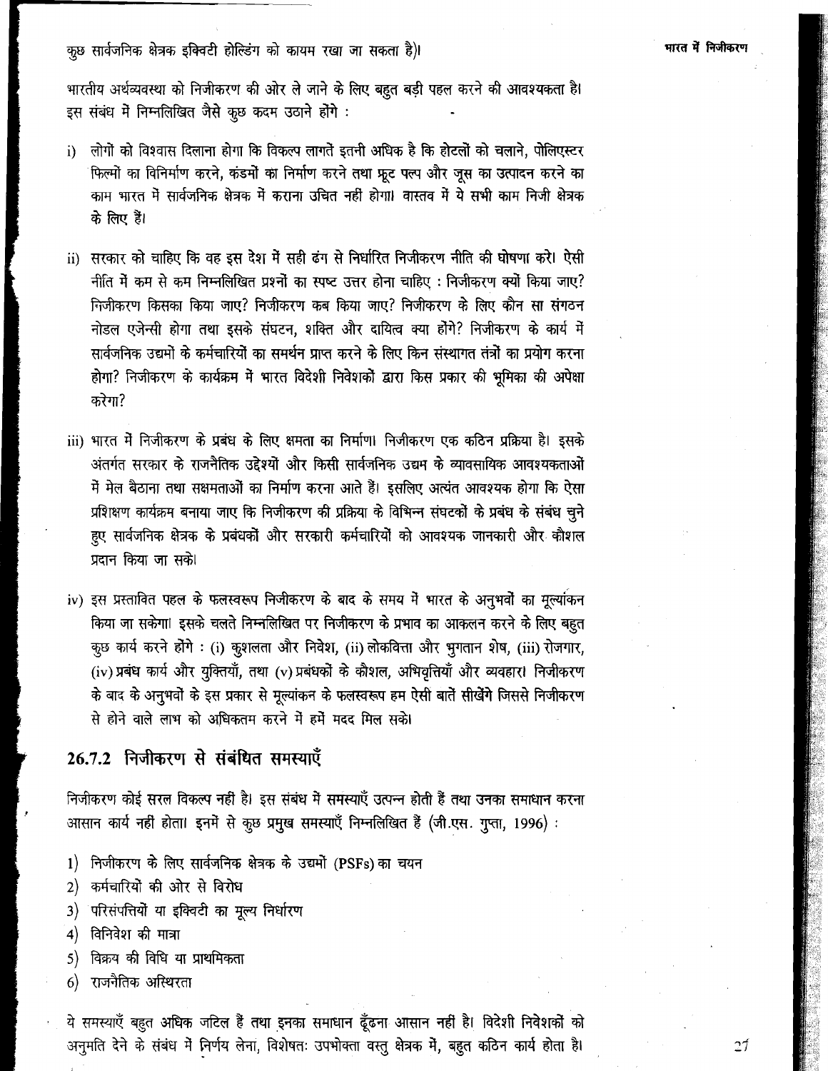कुछ सार्वजनिक क्षेत्रक इक्विटी होल्डिंग को कायम रखा जा सकता है)।

भारतीय अर्थव्यवस्था को निजीकरण की ओर ले जाने के लिए बहुत बड़ी पहल करने की आवश्यकता है। इस संबंध में निम्नलिखित जैसे कुछ कदम उठाने होंगे :

i) लोगों को विश्वास दिलाना होगा कि विकल्प लागतें इतनी अधिक है कि होटलों को चलाने, पोलिएस्टर फिल्मों का विनिर्माण करने, कंडमों का निर्माण करने तथा फ्रूट पल्प और जूस का उत्पादन करने का काम भारत में सार्वजनिक क्षेत्रक में कराना उचित नहीं होगा। वास्तव में ये सभी काम निजी क्षेत्रक के लिए हैं।

ii) सरकार को चाहिए कि वह इस देश में सही ढंग से निर्धारित निजीकरण नीति की घोषणा करे। ऐसी नीति में कम से कम निम्नलिखित प्रश्नों का स्पष्ट उत्तर होना चाहिए : निजीकरण क्यों किया जाए? निजीकरण किसका किया जाए? निजीकरण कब किया जाए? निजीकरण के लिए कौन सा संगठन नोडल एजेन्सी होगा तथा इसके संघटन, शक्ति और दायित्व क्या होंगे? निजीकरण के कार्य में सार्वजनिक उद्यमों के कर्मचारियों का समर्थन प्राप्त करने के लिए किन संस्थागत तंत्रों का प्रयोग करना होगा? निजीकरण के कार्यक्रम में भारत विदेशी निवेशकों द्वारा किस प्रकार की भूमिका की अपेक्षा करेगा?

iii) भारत में निजीकरण के प्रबंध के लिए क्षमता का निर्माण। निजीकरण एक कठिन प्रक्रिया है। इसके अंतर्गत सरकार के राजनैतिक उद्देश्यों और किसी सार्वजनिक उद्यम के व्यावसायिक आवश्यकताओं में मेल बैठाना तथा सक्षमताओं का निर्माण करना आते हैं। इसलिए अत्यंत आवश्यक होगा कि ऐसा प्रशिक्षण कार्यक्रम बनाया जाए कि निजीकरण की प्रक्रिया के विभिन्न संघटकों के प्रबंध के संबंध चुने हुए सार्वजनिक क्षेत्रक के प्रबंधकों और सरकारी कर्मचारियों को आवश्यक जानकारी और कौशल प्रदान किया जा सके।

iv) इस प्रस्तावित पहल के फलस्वरूप निजीकरण के बाद के समय में भारत के अनुभवों का मूल्यांकन किया जा सकेगा। इसके चलते निम्नलिखित पर निजीकरण के प्रभाव का आकलन करने के लिए बहुत कुछ कार्य करने होंगे : (i) कुशलता और निवेश, (ii) लोकवित्त और भुगतान शेष, (iii) रोजगार, (iv) प्रबंध कार्य और युक्तियाँ, तथा (v) प्रबंधकों के कौशल, अभिवृत्तियाँ और व्यवहार। निजीकरण के बाद के अनुभवों के इस प्रकार से मूल्यांकन के फलस्वरूप हम ऐसी बातें सीखेंगे जिससे निजीकरण से होने वाले लाभ को अधिकतम करने में हमें मदद मिल सके।

### 26.7.2 निजीकरण से संबंधित समस्याएँ

निजीकरण कोई सरल विकल्प नहीं है। इस संबंध में समस्याएँ उत्पन्न होती हैं तथा उनका समाधान करना आसान कार्य नहीं होता। इनमें से कुछ प्रमुख समस्याएँ निम्नलिखित हैं (जी.एस. गुप्ता, 1996) :

1) निजीकरण के लिए सार्वजनिक क्षेत्रक के उद्यमों (PSFs) का चयन
2) कर्मचारियों की ओर से विरोध
3) परिसंपत्तियों या इक्विटी का मूल्य निर्धारण
4) विनिवेश की मात्रा
5) विक्रय की विधि या प्राथमिकता
6) राजनैतिक अस्थिरता

ये समस्याएँ बहुत अधिक जटिल हैं तथा इनका समाधान ढूँढना आसान नहीं है। विदेशी निवेशकों को अनुमति देने के संबंध में निर्णय लेना, विशेषतः उपभोक्ता वस्तु क्षेत्रक में, बहुत कठिन कार्य होता है।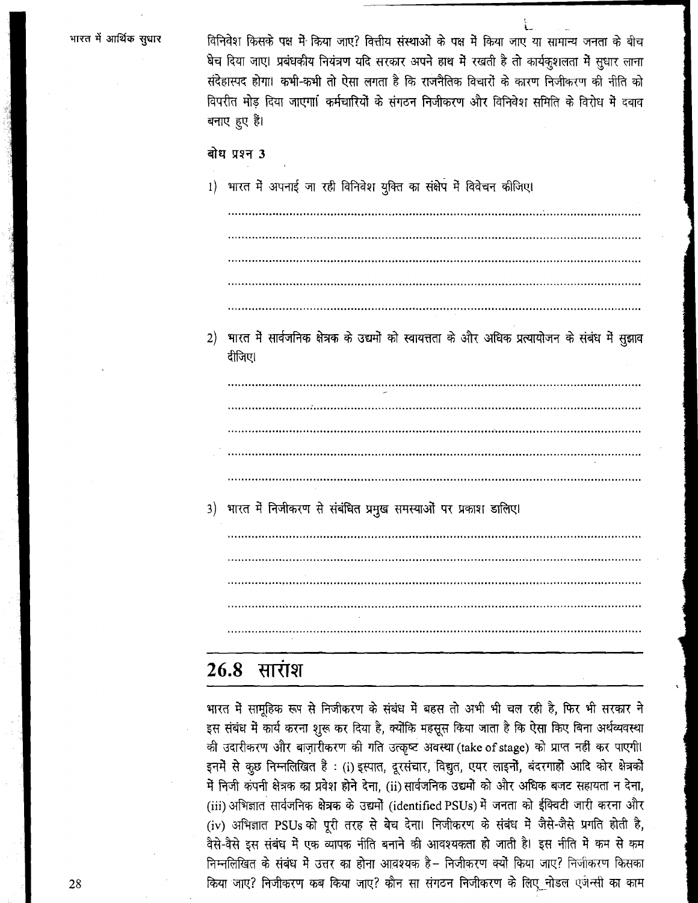विनिवेश किसके पक्ष में किया जाए? वित्तीय संस्थाओं के पक्ष में किया जाए या सामान्य जनता के बीच बेच दिया जाए। प्रबंधकीय नियंत्रण यदि सरकार अपने हाथ में रखती है तो कार्यकुशलता में सुधार लाना संदेहास्पद होगा। कभी-कभी तो ऐसा लगता है कि राजनैतिक विचारों के कारण निजीकरण की नीति को विपरीत मोड़ दिया जाएगा। कर्मचारियों के संगठन निजीकरण और विनिवेश समिति के विरोध में दबाव बनाए हुए हैं।

**बोध प्रश्न 3**

1) भारत में अपनाई जा रही विनिवेश युक्ति का संक्षेप में विवेचन कीजिए।

..........................................................................................................

..........................................................................................................

..........................................................................................................

..........................................................................................................

..........................................................................................................

2) भारत में सार्वजनिक क्षेत्रक के उद्यमों को स्वायत्तता के और अधिक प्रत्यायोजन के संबंध में सुझाव दीजिए।

..........................................................................................................

..........................................................................................................

..........................................................................................................

..........................................................................................................

..........................................................................................................

3) भारत में निजीकरण से संबंधित प्रमुख समस्याओं पर प्रकाश डालिए।

..........................................................................................................

..........................................................................................................

..........................................................................................................

..........................................................................................................

..........................................................................................................

## 26.8 सारांश

भारत में सामूहिक रूप से निजीकरण के संबंध में बहस तो अभी भी चल रही है, फिर भी सरकार ने इस संबंध में कार्य करना शुरू कर दिया है, क्योंकि महसूस किया जाता है कि ऐसा किए बिना अर्थव्यवस्था की उदारीकरण और बाज़ारीकरण की गति उत्कृष्ट अवस्था (take of stage) को प्राप्त नहीं कर पाएगी। इनमें से कुछ निम्नलिखित हैं : (i) इस्पात, दूरसंचार, विद्युत, एयर लाइनों, बंदरगाहों आदि कोर क्षेत्रकों में निजी कंपनी क्षेत्रक का प्रवेश होने देना, (ii) सार्वजनिक उद्यमों को और अधिक बजट सहायता न देना, (iii) अभिज्ञात सार्वजनिक क्षेत्रक के उद्यमों (identified PSUs) में जनता को ईक्विटी जारी करना और (iv) अभिज्ञात PSUs को पूरी तरह से बेच देना। निजीकरण के संबंध में जैसे-जैसे प्रगति होती है, वैसे-वैसे इस संबंध में एक व्यापक नीति बनाने की आवश्यकता हो जाती है। इस नीति में कम से कम निम्नलिखित के संबंध में उत्तर का होना आवश्यक है– निजीकरण क्यों किया जाए? निजीकरण किसका किया जाए? निजीकरण कब किया जाए? कौन सा संगठन निजीकरण के लिए नोडल एजेन्सी का काम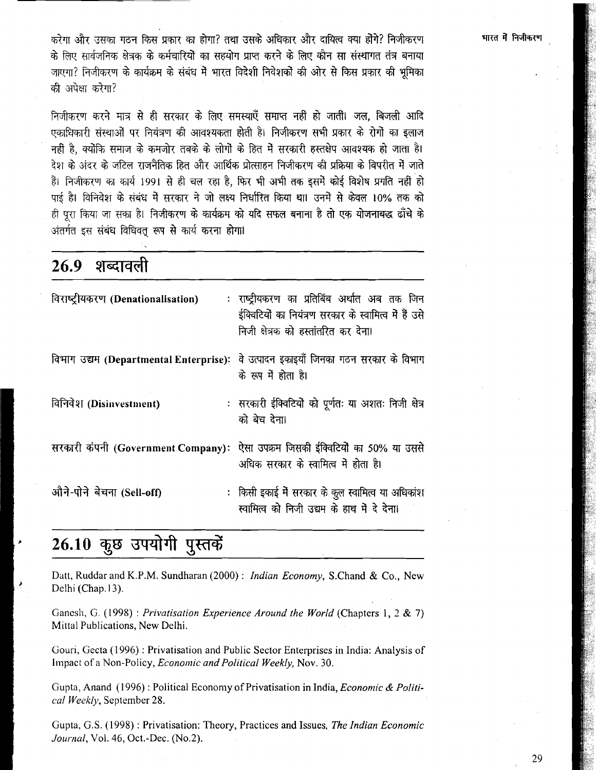करेगा और उसका गठन किस प्रकार का होगा? तथा उसके अधिकार और दायित्व क्या होंगे? निजीकरण के लिए सार्वजनिक क्षेत्रक के कर्मचारियों का सहयोग प्राप्त करने के लिए कौन सा संस्थागत तंत्र बनाया जाएगा? निजीकरण के कार्यक्रम के संबंध में भारत विदेशी निवेशकों की ओर से किस प्रकार की भूमिका की अपेक्षा करेगा?

निजीकरण करने मात्र से ही सरकार के लिए समस्याएँ समाप्त नहीं हो जातीं। जल, बिजली आदि एकाधिकारी संस्थाओं पर नियंत्रण की आवश्यकता होती है। निजीकरण सभी प्रकार के रोगों का इलाज नहीं है, क्योंकि समाज के कमजोर तबके के लोगों के हित में सरकारी हस्तक्षेप आवश्यक हो जाता है। देश के अंदर के जटिल राजनैतिक हित और आर्थिक प्रोत्साहन निजीकरण की प्रक्रिया के विपरीत में जाते हैं। निजीकरण का कार्य 1991 से ही चल रहा है, फिर भी अभी तक इसमें कोई विशेष प्रगति नहीं हो पाई है। विनिवेश के संबंध में सरकार ने जो लक्ष्य निर्धारित किया था। उनमें से केवल 10% तक को ही पूरा किया जा सका है। निजीकरण के कार्यक्रम को यदि सफल बनाना है तो एक योजनाबद्ध ढाँचे के अंतर्गत इस संबंध विधिवत् रूप से कार्य करना होगा।

## 26.9 शब्दावली

| | |
|---|---|
| विराष्ट्रीयकरण (Denationalisation) | : राष्ट्रीयकरण का प्रतिबिंब अर्थात अब तक जिन ईक्विटियों का नियंत्रण सरकार के स्वामित्व में हैं उसे निजी क्षेत्रक को हस्तांतरित कर देना। |
| विभाग उद्यम (Departmental Enterprise): | वे उत्पादन इकाइयाँ जिनका गठन सरकार के विभाग के रूप में होता है। |
| विनिवेश (Disinvestment) | : सरकारी ईक्विटियों को पूर्णतः या अशतः निजी क्षेत्र को बेच देना। |
| सरकारी कंपनी (Government Company): | ऐसा उपक्रम जिसकी ईक्विटियों का 50% या उससे अधिक सरकार के स्वामित्व में होता है। |
| औने-पोने बेचना (Sell-off) | : किसी इकाई में सरकार के कुल स्वामित्व या अधिकांश स्वामित्व को निजी उद्यम के हाथ में दे देना। |

## 26.10 कुछ उपयोगी पुस्तकें

Datt, Ruddar and K.P.M. Sundharan (2000) : *Indian Economy*, S.Chand & Co., New Delhi (Chap.13).

Ganesh, G. (1998) : *Privatisation Experience Around the World* (Chapters 1, 2 & 7) Mittal Publications, New Delhi.

Gouri, Geeta (1996) : Privatisation and Public Sector Enterprises in India: Analysis of Impact of a Non-Policy, *Economic and Political Weekly*, Nov. 30.

Gupta, Anand (1996) : Political Economy of Privatisation in India, *Economic & Political Weekly*, September 28.

Gupta, G.S. (1998) : Privatisation: Theory, Practices and Issues, *The Indian Economic Journal*, Vol. 46, Oct.-Dec. (No.2).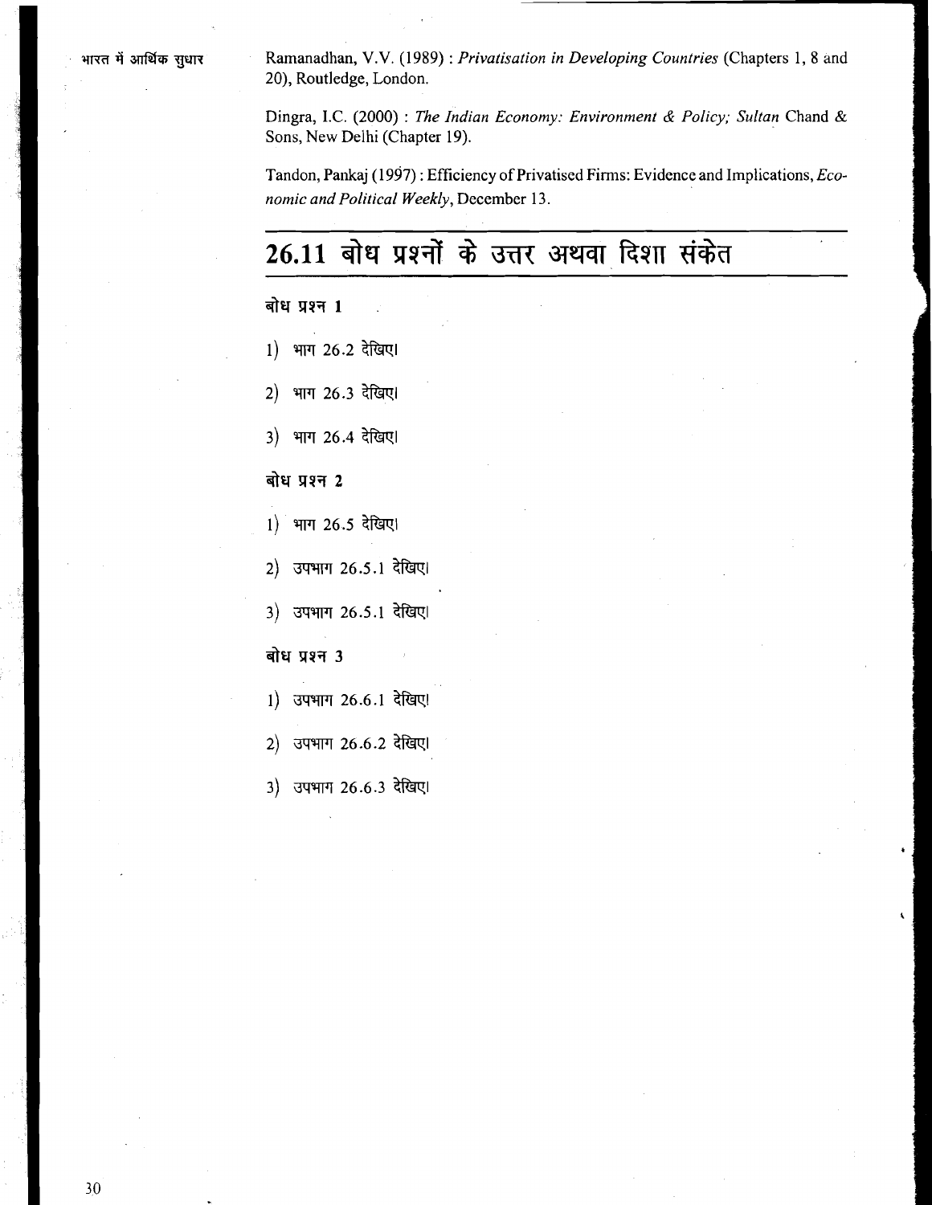Ramanadhan, V.V. (1989) : *Privatisation in Developing Countries* (Chapters 1, 8 and 20), Routledge, London.

Dingra, I.C. (2000) : *The Indian Economy: Environment & Policy; Sultan* Chand & Sons, New Delhi (Chapter 19).

Tandon, Pankaj (1997) : Efficiency of Privatised Firms: Evidence and Implications, *Economic and Political Weekly*, December 13.

## 26.11 बोध प्रश्नों के उत्तर अथवा दिशा संकेत

**बोध प्रश्न 1**

1) भाग 26.2 देखिए।

2) भाग 26.3 देखिए।

3) भाग 26.4 देखिए।

**बोध प्रश्न 2**

1) भाग 26.5 देखिए।

2) उपभाग 26.5.1 देखिए।

3) उपभाग 26.5.1 देखिए।

**बोध प्रश्न 3**

1) उपभाग 26.6.1 देखिए।

2) उपभाग 26.6.2 देखिए।

3) उपभाग 26.6.3 देखिए।